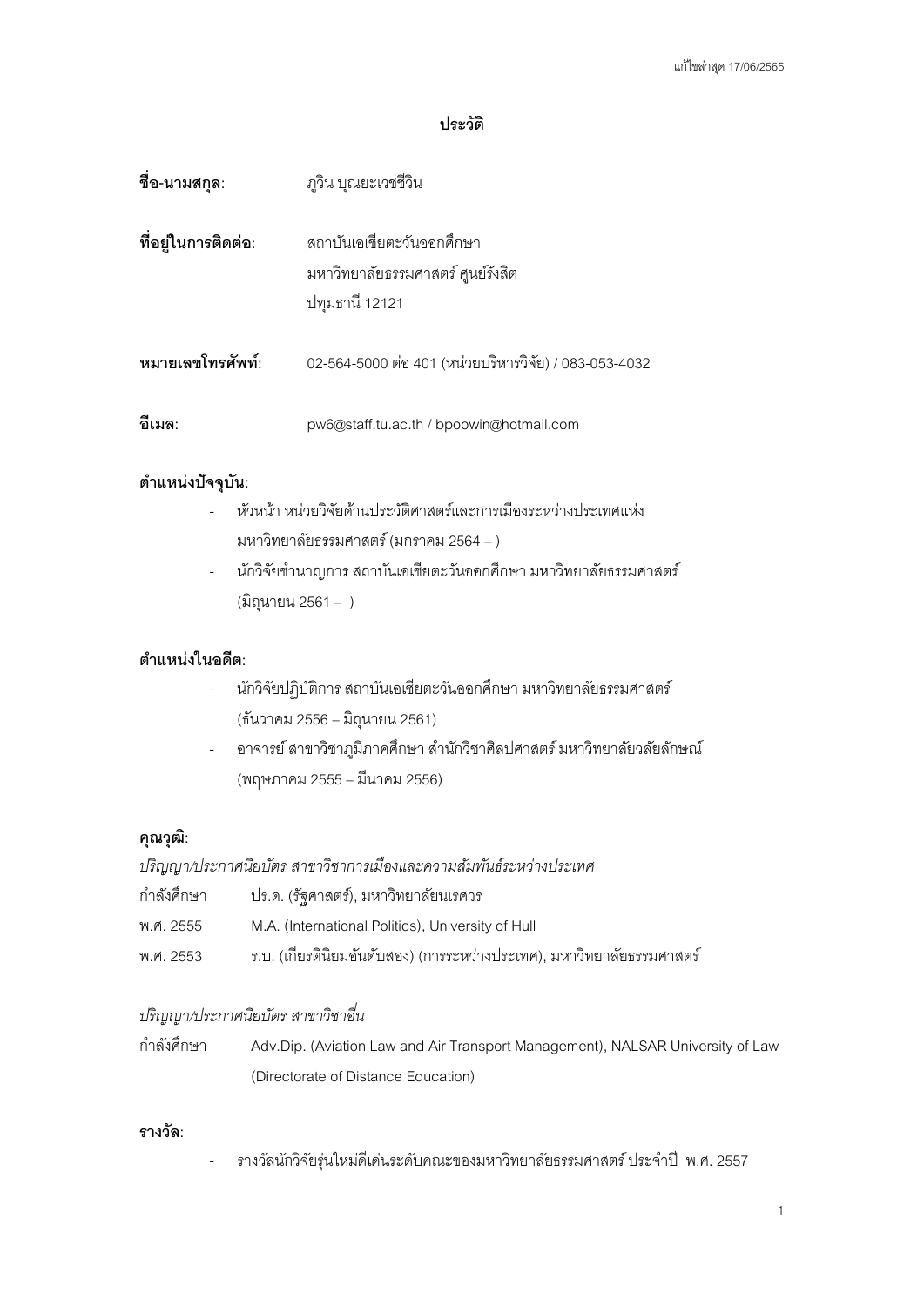แก้ไขล่าสุด 17/06/2565

# ประวัติ

**ชื่อ-นามสกุล**: ภูวิน บุณยะเวชชีวิน

**ที่อยู่ในการติดต่อ**: สถาบันเอเชียตะวันออกศึกษา
มหาวิทยาลัยธรรมศาสตร์ ศูนย์รังสิต
ปทุมธานี 12121

**หมายเลขโทรศัพท์**: 02-564-5000 ต่อ 401 (หน่วยบริหารวิจัย) / 083-053-4032

**อีเมล**: pw6@staff.tu.ac.th / bpoowin@hotmail.com

## ตำแหน่งปัจจุบัน:

- หัวหน้า หน่วยวิจัยด้านประวัติศาสตร์และการเมืองระหว่างประเทศแห่งมหาวิทยาลัยธรรมศาสตร์ (มกราคม 2564 – )
- นักวิจัยชำนาญการ สถาบันเอเชียตะวันออกศึกษา มหาวิทยาลัยธรรมศาสตร์ (มิถุนายน 2561 – )

## ตำแหน่งในอดีต:

- นักวิจัยปฏิบัติการ สถาบันเอเชียตะวันออกศึกษา มหาวิทยาลัยธรรมศาสตร์ (ธันวาคม 2556 – มิถุนายน 2561)
- อาจารย์ สาขาวิชาภูมิภาคศึกษา สำนักวิชาศิลปศาสตร์ มหาวิทยาลัยวลัยลักษณ์ (พฤษภาคม 2555 – มีนาคม 2556)

## คุณวุฒิ:

*ปริญญา/ประกาศนียบัตร สาขาวิชาการเมืองและความสัมพันธ์ระหว่างประเทศ*

กำลังศึกษา ปร.ด. (รัฐศาสตร์), มหาวิทยาลัยนเรศวร

พ.ศ. 2555 M.A. (International Politics), University of Hull

พ.ศ. 2553 ร.บ. (เกียรตินิยมอันดับสอง) (การระหว่างประเทศ), มหาวิทยาลัยธรรมศาสตร์

*ปริญญา/ประกาศนียบัตร สาขาวิชาอื่น*

กำลังศึกษา Adv.Dip. (Aviation Law and Air Transport Management), NALSAR University of Law (Directorate of Distance Education)

## รางวัล:

- รางวัลนักวิจัยรุ่นใหม่ดีเด่นระดับคณะของมหาวิทยาลัยธรรมศาสตร์ ประจำปี พ.ศ. 2557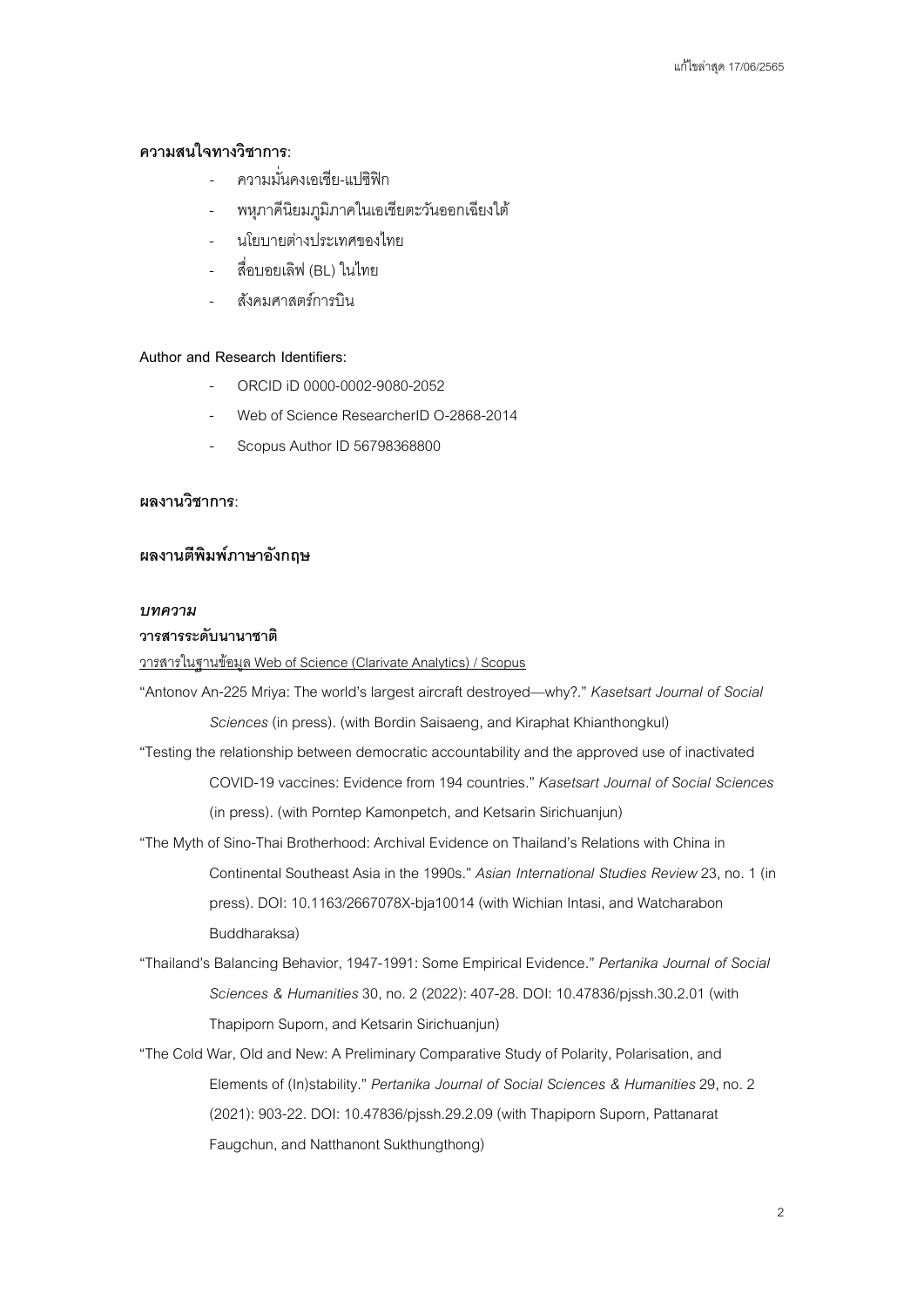**ความสนใจทางวิชาการ:**

- ความมั่นคงเอเชีย-แปซิฟิก
- พหุภาคีนิยมภูมิภาคในเอเชียตะวันออกเฉียงใต้
- นโยบายต่างประเทศของไทย
- สื่อบอยเลิฟ (BL) ในไทย
- สังคมศาสตร์การบิน

**Author and Research Identifiers:**

- ORCID iD 0000-0002-9080-2052
- Web of Science ResearcherID O-2868-2014
- Scopus Author ID 56798368800

**ผลงานวิชาการ:**

**ผลงานตีพิมพ์ภาษาอังกฤษ**

***บทความ***

**วารสารระดับนานาชาติ**

<u>วารสารในฐานข้อมูล Web of Science (Clarivate Analytics) / Scopus</u>

"Antonov An-225 Mriya: The world's largest aircraft destroyed—why?." *Kasetsart Journal of Social Sciences* (in press). (with Bordin Saisaeng, and Kiraphat Khianthongkul)

"Testing the relationship between democratic accountability and the approved use of inactivated COVID-19 vaccines: Evidence from 194 countries." *Kasetsart Journal of Social Sciences* (in press). (with Porntep Kamonpetch, and Ketsarin Sirichuanjun)

"The Myth of Sino-Thai Brotherhood: Archival Evidence on Thailand's Relations with China in Continental Southeast Asia in the 1990s." *Asian International Studies Review* 23, no. 1 (in press). DOI: 10.1163/2667078X-bja10014 (with Wichian Intasi, and Watcharabon Buddharaksa)

"Thailand's Balancing Behavior, 1947-1991: Some Empirical Evidence." *Pertanika Journal of Social Sciences & Humanities* 30, no. 2 (2022): 407-28. DOI: 10.47836/pjssh.30.2.01 (with Thapiporn Suporn, and Ketsarin Sirichuanjun)

"The Cold War, Old and New: A Preliminary Comparative Study of Polarity, Polarisation, and Elements of (In)stability." *Pertanika Journal of Social Sciences & Humanities* 29, no. 2 (2021): 903-22. DOI: 10.47836/pjssh.29.2.09 (with Thapiporn Suporn, Pattanarat Faugchun, and Natthanont Sukthungthong)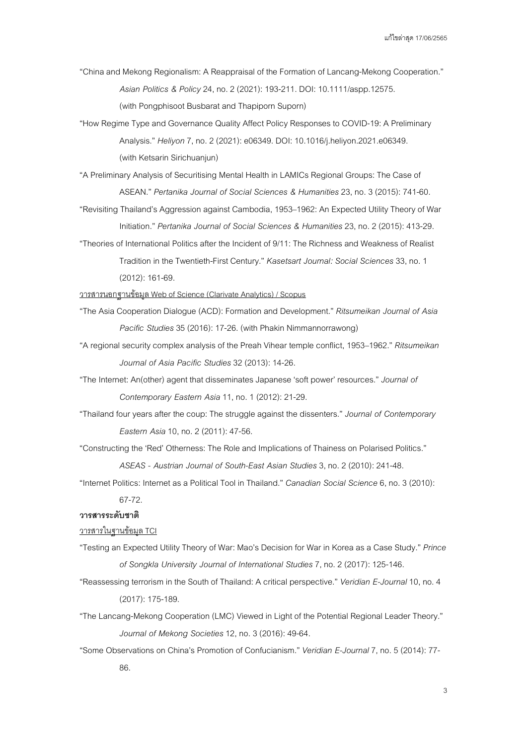"China and Mekong Regionalism: A Reappraisal of the Formation of Lancang-Mekong Cooperation." *Asian Politics & Policy* 24, no. 2 (2021): 193-211. DOI: 10.1111/aspp.12575. (with Pongphisoot Busbarat and Thapiporn Suporn)

"How Regime Type and Governance Quality Affect Policy Responses to COVID-19: A Preliminary Analysis." *Heliyon* 7, no. 2 (2021): e06349. DOI: 10.1016/j.heliyon.2021.e06349. (with Ketsarin Sirichuanjun)

"A Preliminary Analysis of Securitising Mental Health in LAMICs Regional Groups: The Case of ASEAN." *Pertanika Journal of Social Sciences & Humanities* 23, no. 3 (2015): 741-60.

"Revisiting Thailand's Aggression against Cambodia, 1953–1962: An Expected Utility Theory of War Initiation." *Pertanika Journal of Social Sciences & Humanities* 23, no. 2 (2015): 413-29.

"Theories of International Politics after the Incident of 9/11: The Richness and Weakness of Realist Tradition in the Twentieth-First Century." *Kasetsart Journal: Social Sciences* 33, no. 1 (2012): 161-69.

<u>วารสารนอกฐานข้อมูล Web of Science (Clarivate Analytics) / Scopus</u>

"The Asia Cooperation Dialogue (ACD): Formation and Development." *Ritsumeikan Journal of Asia Pacific Studies* 35 (2016): 17-26. (with Phakin Nimmannorrawong)

"A regional security complex analysis of the Preah Vihear temple conflict, 1953–1962." *Ritsumeikan Journal of Asia Pacific Studies* 32 (2013): 14-26.

"The Internet: An(other) agent that disseminates Japanese 'soft power' resources." *Journal of Contemporary Eastern Asia* 11, no. 1 (2012): 21-29.

"Thailand four years after the coup: The struggle against the dissenters." *Journal of Contemporary Eastern Asia* 10, no. 2 (2011): 47-56.

"Constructing the 'Red' Otherness: The Role and Implications of Thainess on Polarised Politics." *ASEAS - Austrian Journal of South-East Asian Studies* 3, no. 2 (2010): 241-48.

"Internet Politics: Internet as a Political Tool in Thailand." *Canadian Social Science* 6, no. 3 (2010): 67-72.

**วารสารระดับชาติ**

<u>วารสารในฐานข้อมูล TCI</u>

"Testing an Expected Utility Theory of War: Mao's Decision for War in Korea as a Case Study." *Prince of Songkla University Journal of International Studies* 7, no. 2 (2017): 125-146.

"Reassessing terrorism in the South of Thailand: A critical perspective." *Veridian E-Journal* 10, no. 4 (2017): 175-189.

"The Lancang-Mekong Cooperation (LMC) Viewed in Light of the Potential Regional Leader Theory." *Journal of Mekong Societies* 12, no. 3 (2016): 49-64.

"Some Observations on China's Promotion of Confucianism." *Veridian E-Journal* 7, no. 5 (2014): 77-86.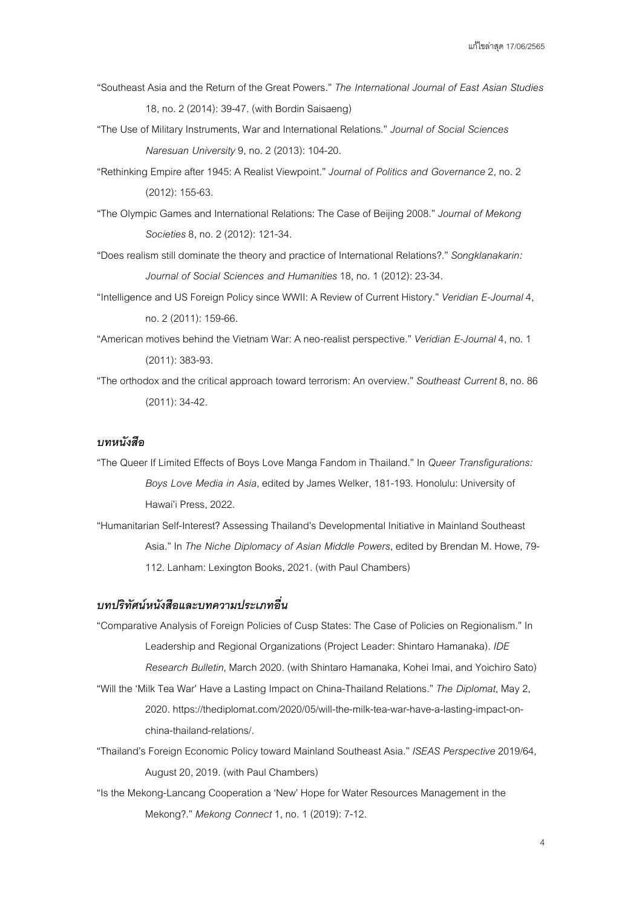"Southeast Asia and the Return of the Great Powers." *The International Journal of East Asian Studies* 18, no. 2 (2014): 39-47. (with Bordin Saisaeng)

"The Use of Military Instruments, War and International Relations." *Journal of Social Sciences Naresuan University* 9, no. 2 (2013): 104-20.

"Rethinking Empire after 1945: A Realist Viewpoint." *Journal of Politics and Governance* 2, no. 2 (2012): 155-63.

"The Olympic Games and International Relations: The Case of Beijing 2008." *Journal of Mekong Societies* 8, no. 2 (2012): 121-34.

"Does realism still dominate the theory and practice of International Relations?." *Songklanakarin: Journal of Social Sciences and Humanities* 18, no. 1 (2012): 23-34.

"Intelligence and US Foreign Policy since WWII: A Review of Current History." *Veridian E-Journal* 4, no. 2 (2011): 159-66.

"American motives behind the Vietnam War: A neo-realist perspective." *Veridian E-Journal* 4, no. 1 (2011): 383-93.

"The orthodox and the critical approach toward terrorism: An overview." *Southeast Current* 8, no. 86 (2011): 34-42.

### *บทหนังสือ*

"The Queer If Limited Effects of Boys Love Manga Fandom in Thailand." In *Queer Transfigurations: Boys Love Media in Asia*, edited by James Welker, 181-193. Honolulu: University of Hawai'i Press, 2022.

"Humanitarian Self-Interest? Assessing Thailand's Developmental Initiative in Mainland Southeast Asia." In *The Niche Diplomacy of Asian Middle Powers*, edited by Brendan M. Howe, 79-112. Lanham: Lexington Books, 2021. (with Paul Chambers)

### *บทปริทัศน์หนังสือและบทความประเภทอื่น*

"Comparative Analysis of Foreign Policies of Cusp States: The Case of Policies on Regionalism." In Leadership and Regional Organizations (Project Leader: Shintaro Hamanaka). *IDE Research Bulletin*, March 2020. (with Shintaro Hamanaka, Kohei Imai, and Yoichiro Sato)

"Will the 'Milk Tea War' Have a Lasting Impact on China-Thailand Relations." *The Diplomat*, May 2, 2020. https://thediplomat.com/2020/05/will-the-milk-tea-war-have-a-lasting-impact-on-china-thailand-relations/.

"Thailand's Foreign Economic Policy toward Mainland Southeast Asia." *ISEAS Perspective* 2019/64, August 20, 2019. (with Paul Chambers)

"Is the Mekong-Lancang Cooperation a 'New' Hope for Water Resources Management in the Mekong?." *Mekong Connect* 1, no. 1 (2019): 7-12.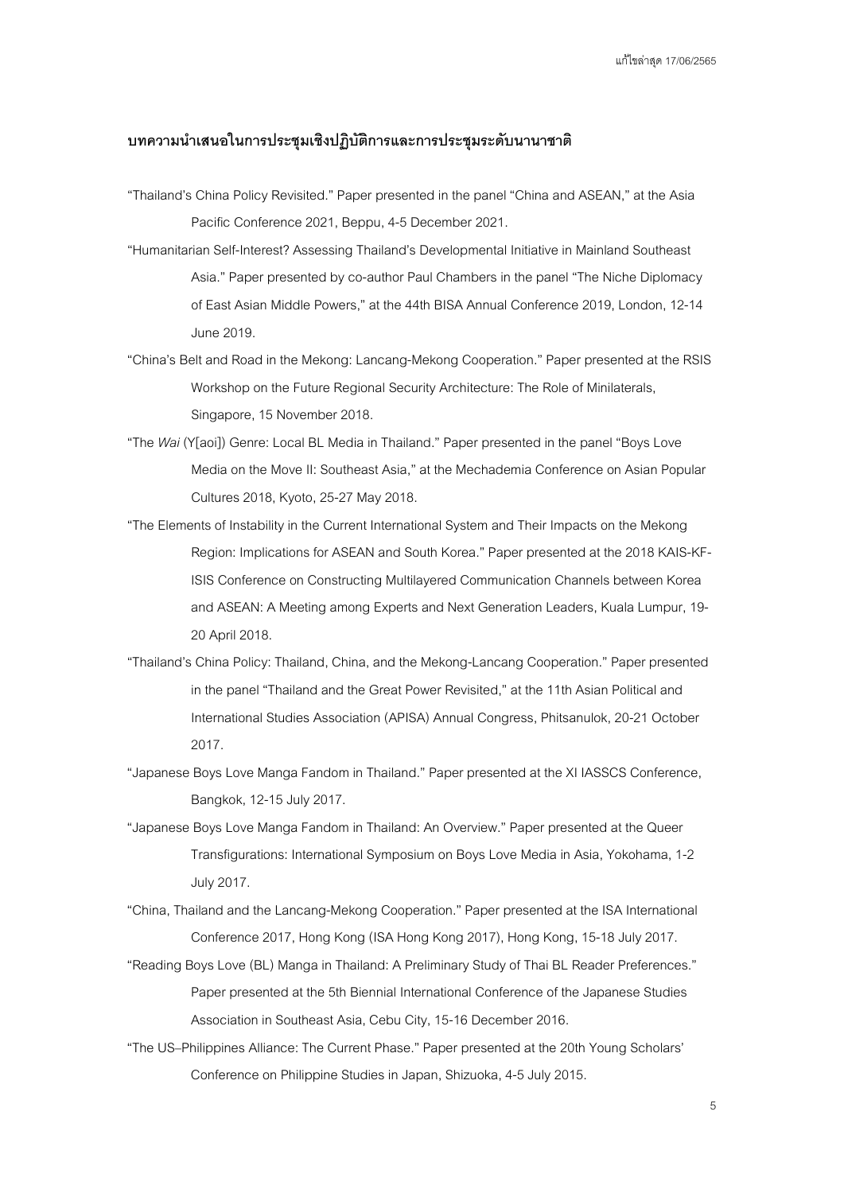## บทความนำเสนอในการประชุมเชิงปฏิบัติการและการประชุมระดับนานาชาติ

"Thailand's China Policy Revisited." Paper presented in the panel "China and ASEAN," at the Asia Pacific Conference 2021, Beppu, 4-5 December 2021.

"Humanitarian Self-Interest? Assessing Thailand's Developmental Initiative in Mainland Southeast Asia." Paper presented by co-author Paul Chambers in the panel "The Niche Diplomacy of East Asian Middle Powers," at the 44th BISA Annual Conference 2019, London, 12-14 June 2019.

"China's Belt and Road in the Mekong: Lancang-Mekong Cooperation." Paper presented at the RSIS Workshop on the Future Regional Security Architecture: The Role of Minilaterals, Singapore, 15 November 2018.

"The *Wai* (Y[aoi]) Genre: Local BL Media in Thailand." Paper presented in the panel "Boys Love Media on the Move II: Southeast Asia," at the Mechademia Conference on Asian Popular Cultures 2018, Kyoto, 25-27 May 2018.

"The Elements of Instability in the Current International System and Their Impacts on the Mekong Region: Implications for ASEAN and South Korea." Paper presented at the 2018 KAIS-KF-ISIS Conference on Constructing Multilayered Communication Channels between Korea and ASEAN: A Meeting among Experts and Next Generation Leaders, Kuala Lumpur, 19-20 April 2018.

"Thailand's China Policy: Thailand, China, and the Mekong-Lancang Cooperation." Paper presented in the panel "Thailand and the Great Power Revisited," at the 11th Asian Political and International Studies Association (APISA) Annual Congress, Phitsanulok, 20-21 October 2017.

"Japanese Boys Love Manga Fandom in Thailand." Paper presented at the XI IASSCS Conference, Bangkok, 12-15 July 2017.

"Japanese Boys Love Manga Fandom in Thailand: An Overview." Paper presented at the Queer Transfigurations: International Symposium on Boys Love Media in Asia, Yokohama, 1-2 July 2017.

"China, Thailand and the Lancang-Mekong Cooperation." Paper presented at the ISA International Conference 2017, Hong Kong (ISA Hong Kong 2017), Hong Kong, 15-18 July 2017.

"Reading Boys Love (BL) Manga in Thailand: A Preliminary Study of Thai BL Reader Preferences." Paper presented at the 5th Biennial International Conference of the Japanese Studies Association in Southeast Asia, Cebu City, 15-16 December 2016.

"The US–Philippines Alliance: The Current Phase." Paper presented at the 20th Young Scholars' Conference on Philippine Studies in Japan, Shizuoka, 4-5 July 2015.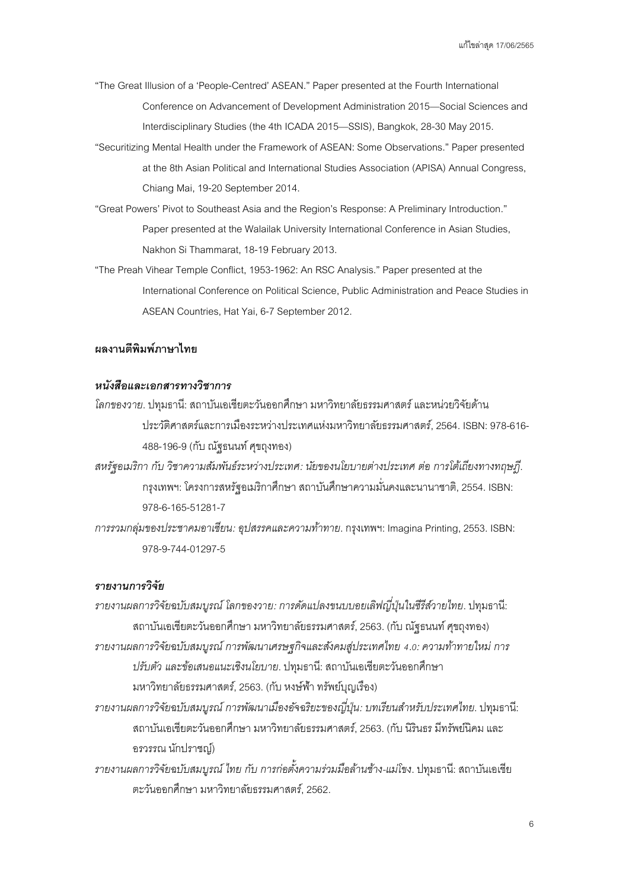"The Great Illusion of a 'People-Centred' ASEAN." Paper presented at the Fourth International Conference on Advancement of Development Administration 2015—Social Sciences and Interdisciplinary Studies (the 4th ICADA 2015—SSIS), Bangkok, 28-30 May 2015.

"Securitizing Mental Health under the Framework of ASEAN: Some Observations." Paper presented at the 8th Asian Political and International Studies Association (APISA) Annual Congress, Chiang Mai, 19-20 September 2014.

"Great Powers' Pivot to Southeast Asia and the Region's Response: A Preliminary Introduction." Paper presented at the Walailak University International Conference in Asian Studies, Nakhon Si Thammarat, 18-19 February 2013.

"The Preah Vihear Temple Conflict, 1953-1962: An RSC Analysis." Paper presented at the International Conference on Political Science, Public Administration and Peace Studies in ASEAN Countries, Hat Yai, 6-7 September 2012.

## ผลงานตีพิมพ์ภาษาไทย

### *หนังสือและเอกสารทางวิชาการ*

*โลกของวาย*. ปทุมธานี: สถาบันเอเชียตะวันออกศึกษา มหาวิทยาลัยธรรมศาสตร์ และหน่วยวิจัยด้านประวัติศาสตร์และการเมืองระหว่างประเทศแห่งมหาวิทยาลัยธรรมศาสตร์, 2564. ISBN: 978-616-488-196-9 (กับ ณัฐธนนท์ ศุขถุงทอง)

*สหรัฐอเมริกา กับ วิชาความสัมพันธ์ระหว่างประเทศ: นัยของนโยบายต่างประเทศ ต่อ การโต้เถียงทางทฤษฎี*. กรุงเทพฯ: โครงการสหรัฐอเมริกาศึกษา สถาบันศึกษาความมั่นคงและนานาชาติ, 2554. ISBN: 978-6-165-51281-7

*การรวมกลุ่มของประชาคมอาเซียน: อุปสรรคและความท้าทาย*. กรุงเทพฯ: Imagina Printing, 2553. ISBN: 978-9-744-01297-5

### *รายงานการวิจัย*

*รายงานผลการวิจัยฉบับสมบูรณ์ โลกของวาย: การดัดแปลงขนบบอยเลิฟญี่ปุ่นในซีรีส์วายไทย*. ปทุมธานี: สถาบันเอเชียตะวันออกศึกษา มหาวิทยาลัยธรรมศาสตร์, 2563. (กับ ณัฐธนนท์ ศุขถุงทอง)

*รายงานผลการวิจัยฉบับสมบูรณ์ การพัฒนาเศรษฐกิจและสังคมสู่ประเทศไทย 4.0: ความท้าทายใหม่ การปรับตัว และข้อเสนอแนะเชิงนโยบาย*. ปทุมธานี: สถาบันเอเชียตะวันออกศึกษา มหาวิทยาลัยธรรมศาสตร์, 2563. (กับ หงษ์ฟ้า ทรัพย์บุญเรือง)

*รายงานผลการวิจัยฉบับสมบูรณ์ การพัฒนาเมืองอัจฉริยะของญี่ปุ่น: บทเรียนสำหรับประเทศไทย*. ปทุมธานี: สถาบันเอเชียตะวันออกศึกษา มหาวิทยาลัยธรรมศาสตร์, 2563. (กับ นิรินธร มีทรัพย์นิคม และ อรวรรณ นักปราชญ์)

*รายงานผลการวิจัยฉบับสมบูรณ์ ไทย กับ การก่อตั้งความร่วมมือล้านช้าง-แม่โขง*. ปทุมธานี: สถาบันเอเชียตะวันออกศึกษา มหาวิทยาลัยธรรมศาสตร์, 2562.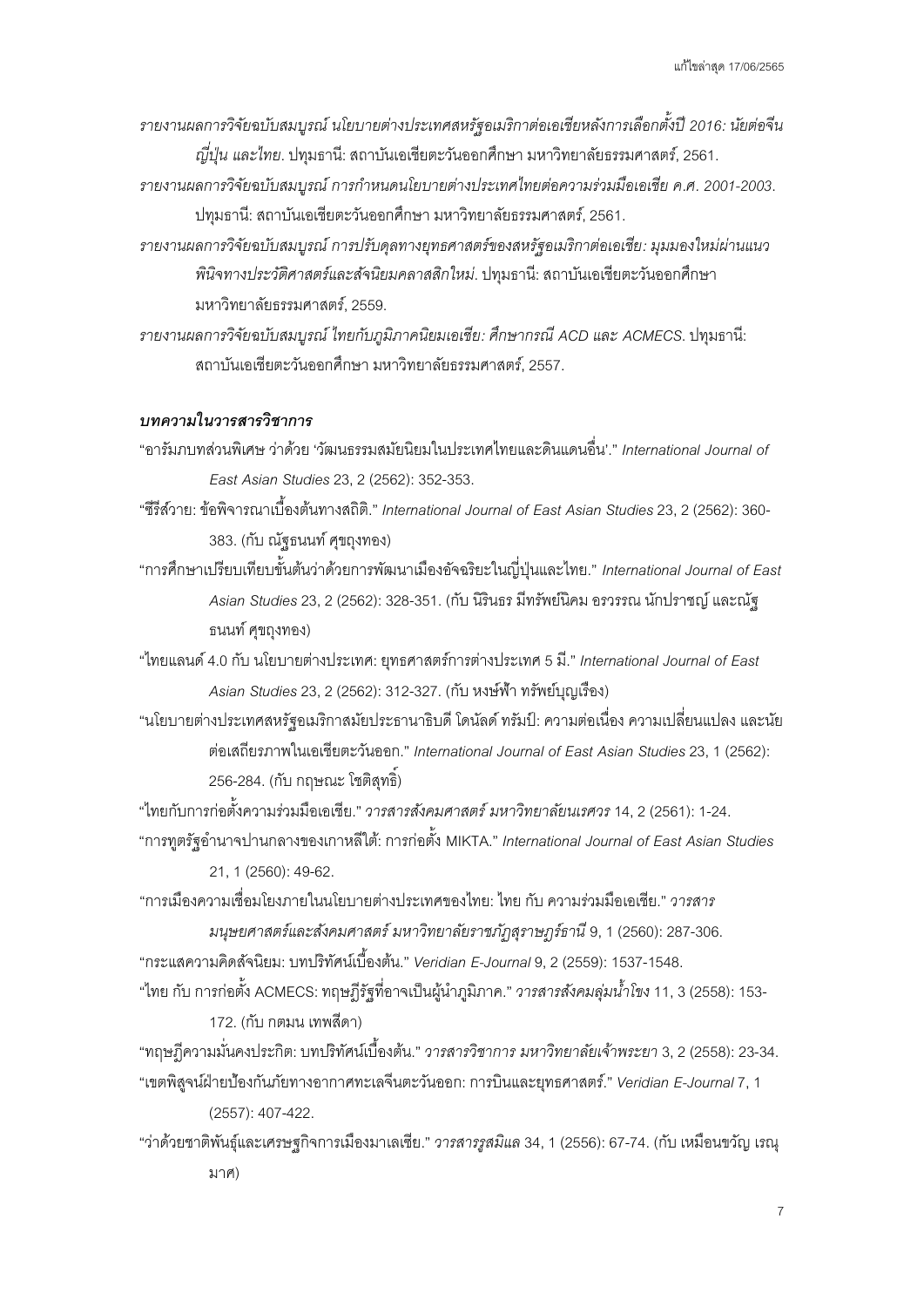*รายงานผลการวิจัยฉบับสมบูรณ์ นโยบายต่างประเทศสหรัฐอเมริกาต่อเอเชียหลังการเลือกตั้งปี 2016: นัยต่อจีน ญี่ปุ่น และไทย*. ปทุมธานี: สถาบันเอเชียตะวันออกศึกษา มหาวิทยาลัยธรรมศาสตร์, 2561.

*รายงานผลการวิจัยฉบับสมบูรณ์ การกำหนดนโยบายต่างประเทศไทยต่อความร่วมมือเอเชีย ค.ศ. 2001-2003*. ปทุมธานี: สถาบันเอเชียตะวันออกศึกษา มหาวิทยาลัยธรรมศาสตร์, 2561.

*รายงานผลการวิจัยฉบับสมบูรณ์ การปรับดุลทางยุทธศาสตร์ของสหรัฐอเมริกาต่อเอเชีย: มุมมองใหม่ผ่านแนวพินิจทางประวัติศาสตร์และสัจนิยมคลาสสิกใหม่*. ปทุมธานี: สถาบันเอเชียตะวันออกศึกษา มหาวิทยาลัยธรรมศาสตร์, 2559.

*รายงานผลการวิจัยฉบับสมบูรณ์ ไทยกับภูมิภาคนิยมเอเชีย: ศึกษากรณี ACD และ ACMECS*. ปทุมธานี: สถาบันเอเชียตะวันออกศึกษา มหาวิทยาลัยธรรมศาสตร์, 2557.

***บทความในวารสารวิชาการ***

"อารัมภบทส่วนพิเศษ ว่าด้วย 'วัฒนธรรมสมัยนิยมในประเทศไทยและดินแดนอื่น'." *International Journal of East Asian Studies* 23, 2 (2562): 352-353.

"ซีรีส์วาย: ข้อพิจารณาเบื้องต้นทางสถิติ." *International Journal of East Asian Studies* 23, 2 (2562): 360-383. (กับ ณัฐธนนท์ ศุขถุงทอง)

"การศึกษาเปรียบเทียบขั้นต้นว่าด้วยการพัฒนาเมืองอัจฉริยะในญี่ปุ่นและไทย." *International Journal of East Asian Studies* 23, 2 (2562): 328-351. (กับ นิรินธร มีทรัพย์นิคม อรวรรณ นักปราชญ์ และณัฐธนนท์ ศุขถุงทอง)

"ไทยแลนด์ 4.0 กับ นโยบายต่างประเทศ: ยุทธศาสตร์การต่างประเทศ 5 มี." *International Journal of East Asian Studies* 23, 2 (2562): 312-327. (กับ หงษ์ฟ้า ทรัพย์บุญเรือง)

"นโยบายต่างประเทศสหรัฐอเมริกาสมัยประธานาธิบดี โดนัลด์ ทรัมป์: ความต่อเนื่อง ความเปลี่ยนแปลง และนัยต่อเสถียรภาพในเอเชียตะวันออก." *International Journal of East Asian Studies* 23, 1 (2562): 256-284. (กับ กฤษณะ โชติสุทธิ์)

"ไทยกับการก่อตั้งความร่วมมือเอเชีย." *วารสารสังคมศาสตร์ มหาวิทยาลัยนเรศวร* 14, 2 (2561): 1-24.

"การทูตรัฐอำนาจปานกลางของเกาหลีใต้: การก่อตั้ง MIKTA." *International Journal of East Asian Studies* 21, 1 (2560): 49-62.

"การเมืองความเชื่อมโยงภายในนโยบายต่างประเทศของไทย: ไทย กับ ความร่วมมือเอเชีย." *วารสารมนุษยศาสตร์และสังคมศาสตร์ มหาวิทยาลัยราชภัฏสุราษฎร์ธานี* 9, 1 (2560): 287-306.

"กระแสความคิดสัจนิยม: บทปริทัศน์เบื้องต้น." *Veridian E-Journal* 9, 2 (2559): 1537-1548.

"ไทย กับ การก่อตั้ง ACMECS: ทฤษฎีรัฐที่อาจเป็นผู้นำภูมิภาค." *วารสารสังคมลุ่มน้ำโขง* 11, 3 (2558): 153-172. (กับ กตมน เทพสีดา)

"ทฤษฎีความมั่นคงประกิต: บทปริทัศน์เบื้องต้น." *วารสารวิชาการ มหาวิทยาลัยเจ้าพระยา* 3, 2 (2558): 23-34.

"เขตพิสูจน์ฝ่ายป้องกันภัยทางอากาศทะเลจีนตะวันออก: การบินและยุทธศาสตร์." *Veridian E-Journal* 7, 1 (2557): 407-422.

"ว่าด้วยชาติพันธุ์และเศรษฐกิจการเมืองมาเลเซีย." *วารสารรูสมิแล* 34, 1 (2556): 67-74. (กับ เหมือนขวัญ เรณุมาศ)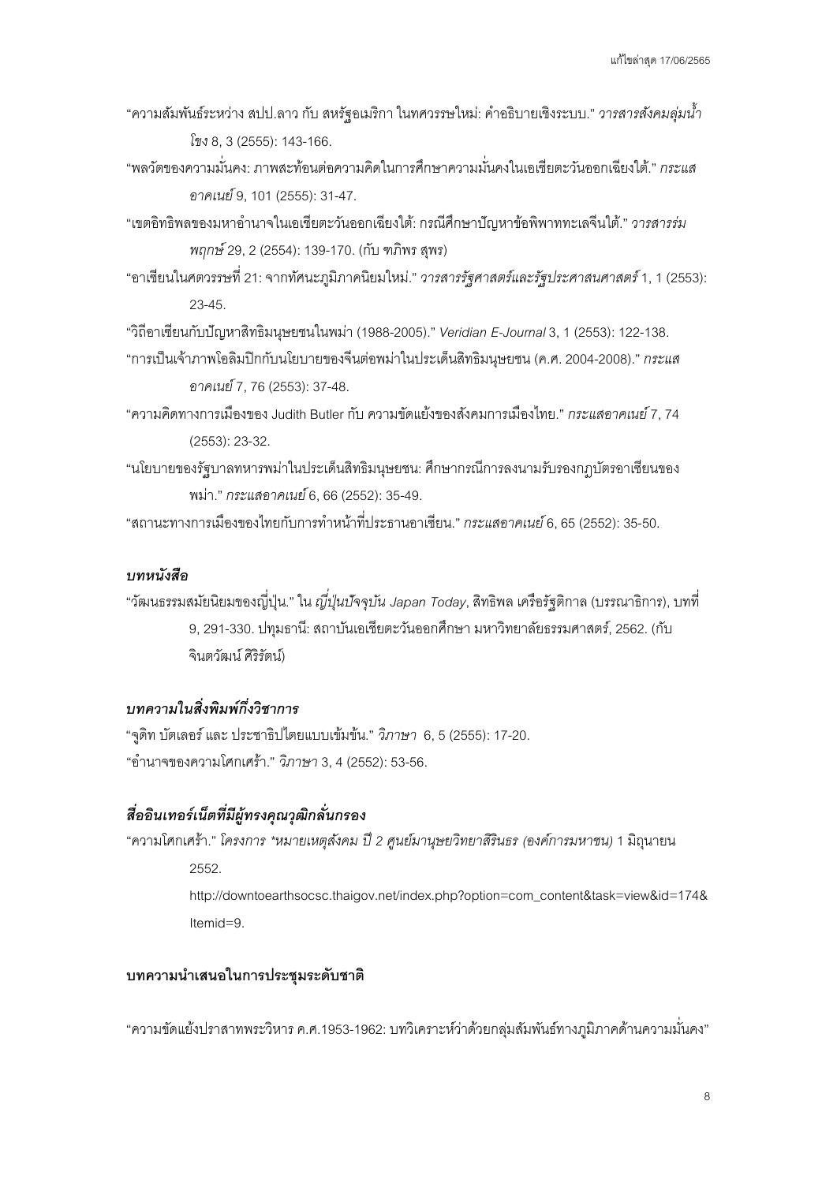"ความสัมพันธ์ระหว่าง สปป.ลาว กับ สหรัฐอเมริกา ในทศวรรษใหม่: คำอธิบายเชิงระบบ." *วารสารสังคมลุ่มน้ำโขง* 8, 3 (2555): 143-166.

"พลวัตของความมั่นคง: ภาพสะท้อนต่อความคิดในการศึกษาความมั่นคงในเอเชียตะวันออกเฉียงใต้." *กระแสอาคเนย์* 9, 101 (2555): 31-47.

"เขตอิทธิพลของมหาอำนาจในเอเชียตะวันออกเฉียงใต้: กรณีศึกษาปัญหาข้อพิพาททะเลจีนใต้." *วารสารร่มพฤกษ์* 29, 2 (2554): 139-170. (กับ ฑภิพร สุพร)

"อาเซียนในศตวรรษที่ 21: จากทัศนะภูมิภาคนิยมใหม่." *วารสารรัฐศาสตร์และรัฐประศาสนศาสตร์* 1, 1 (2553): 23-45.

"วิถีอาเซียนกับปัญหาสิทธิมนุษยชนในพม่า (1988-2005)." *Veridian E-Journal* 3, 1 (2553): 122-138.

"การเป็นเจ้าภาพโอลิมปิกกับนโยบายของจีนต่อพม่าในประเด็นสิทธิมนุษยชน (ค.ศ. 2004-2008)." *กระแสอาคเนย์* 7, 76 (2553): 37-48.

"ความคิดทางการเมืองของ Judith Butler กับ ความขัดแย้งของสังคมการเมืองไทย." *กระแสอาคเนย์* 7, 74 (2553): 23-32.

"นโยบายของรัฐบาลทหารพม่าในประเด็นสิทธิมนุษยชน: ศึกษากรณีการลงนามรับรองกฎบัตรอาเซียนของพม่า." *กระแสอาคเนย์* 6, 66 (2552): 35-49.

"สถานะทางการเมืองของไทยกับการทำหน้าที่ประธานอาเซียน." *กระแสอาคเนย์* 6, 65 (2552): 35-50.

### ***บทหนังสือ***

"วัฒนธรรมสมัยนิยมของญี่ปุ่น." ใน *ญี่ปุ่นปัจจุบัน Japan Today*, สิทธิพล เครือรัฐติกาล (บรรณาธิการ), บทที่ 9, 291-330. ปทุมธานี: สถาบันเอเชียตะวันออกศึกษา มหาวิทยาลัยธรรมศาสตร์, 2562. (กับ จินตวัฒน์ ศิริรัตน์)

### ***บทความในสิ่งพิมพ์กึ่งวิชาการ***

"จูดิท บัตเลอร์ และ ประชาธิปไตยแบบเข้มข้น." *วิภาษา* 6, 5 (2555): 17-20.

"อำนาจของความโศกเศร้า." *วิภาษา* 3, 4 (2552): 53-56.

### ***สื่ออินเทอร์เน็ตที่มีผู้ทรงคุณวุฒิกลั่นกรอง***

"ความโศกเศร้า." *โครงการ \*หมายเหตุสังคม ปี 2 ศูนย์มานุษยวิทยาสิรินธร (องค์การมหาชน)* 1 มิถุนายน 2552.

http://downtoearthsocsc.thaigov.net/index.php?option=com_content&task=view&id=174&Itemid=9.

### **บทความนำเสนอในการประชุมระดับชาติ**

"ความขัดแย้งปราสาทพระวิหาร ค.ศ.1953-1962: บทวิเคราะห์ว่าด้วยกลุ่มสัมพันธ์ทางภูมิภาคด้านความมั่นคง"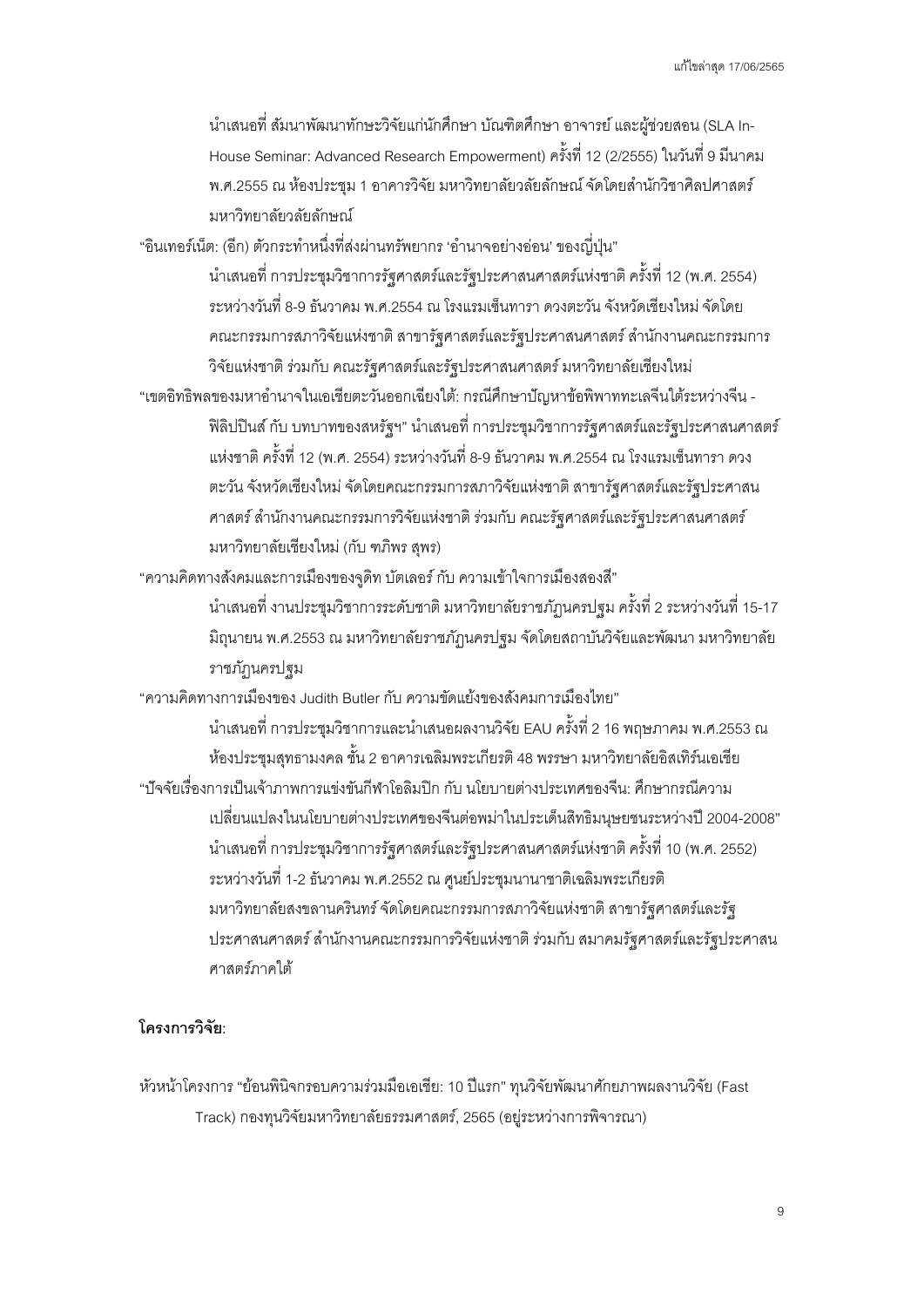นำเสนอที่ สัมนาพัฒนาทักษะวิจัยแก่นักศึกษา บัณฑิตศึกษา อาจารย์ และผู้ช่วยสอน (SLA In-House Seminar: Advanced Research Empowerment) ครั้งที่ 12 (2/2555) ในวันที่ 9 มีนาคม พ.ศ.2555 ณ ห้องประชุม 1 อาคารวิจัย มหาวิทยาลัยวลัยลักษณ์ จัดโดยสำนักวิชาศิลปศาสตร์ มหาวิทยาลัยวลัยลักษณ์

“อินเทอร์เน็ต: (อีก) ตัวกระทำหนึ่งที่ส่งผ่านทรัพยากร ‘อำนาจอย่างอ่อน’ ของญี่ปุ่น”
นำเสนอที่ การประชุมวิชาการรัฐศาสตร์และรัฐประศาสนศาสตร์แห่งชาติ ครั้งที่ 12 (พ.ศ. 2554) ระหว่างวันที่ 8-9 ธันวาคม พ.ศ.2554 ณ โรงแรมเซ็นทารา ดวงตะวัน จังหวัดเชียงใหม่ จัดโดย คณะกรรมการสภาวิจัยแห่งชาติ สาขารัฐศาสตร์และรัฐประศาสนศาสตร์ สำนักงานคณะกรรมการวิจัยแห่งชาติ ร่วมกับ คณะรัฐศาสตร์และรัฐประศาสนศาสตร์ มหาวิทยาลัยเชียงใหม่

“เขตอิทธิพลของมหาอำนาจในเอเชียตะวันออกเฉียงใต้: กรณีศึกษาปัญหาข้อพิพาททะเลจีนใต้ระหว่างจีน - ฟิลิปปินส์ กับ บทบาทของสหรัฐฯ” นำเสนอที่ การประชุมวิชาการรัฐศาสตร์และรัฐประศาสนศาสตร์แห่งชาติ ครั้งที่ 12 (พ.ศ. 2554) ระหว่างวันที่ 8-9 ธันวาคม พ.ศ.2554 ณ โรงแรมเซ็นทารา ดวงตะวัน จังหวัดเชียงใหม่ จัดโดยคณะกรรมการสภาวิจัยแห่งชาติ สาขารัฐศาสตร์และรัฐประศาสนศาสตร์ สำนักงานคณะกรรมการวิจัยแห่งชาติ ร่วมกับ คณะรัฐศาสตร์และรัฐประศาสนศาสตร์ มหาวิทยาลัยเชียงใหม่ (กับ ฑภิพร สุพร)

“ความคิดทางสังคมและการเมืองของจูดิท บัตเลอร์ กับ ความเข้าใจการเมืองสองสี”
นำเสนอที่ งานประชุมวิชาการระดับชาติ มหาวิทยาลัยราชภัฏนครปฐม ครั้งที่ 2 ระหว่างวันที่ 15-17 มิถุนายน พ.ศ.2553 ณ มหาวิทยาลัยราชภัฏนครปฐม จัดโดยสถาบันวิจัยและพัฒนา มหาวิทยาลัยราชภัฏนครปฐม

“ความคิดทางการเมืองของ Judith Butler กับ ความขัดแย้งของสังคมการเมืองไทย”
นำเสนอที่ การประชุมวิชาการและนำเสนอผลงานวิจัย EAU ครั้งที่ 2 16 พฤษภาคม พ.ศ.2553 ณ ห้องประชุมสุทธามงคล ชั้น 2 อาคารเฉลิมพระเกียรติ 48 พรรษา มหาวิทยาลัยอิสเทิร์นเอเชีย

“ปัจจัยเรื่องการเป็นเจ้าภาพการแข่งขันกีฬาโอลิมปิก กับ นโยบายต่างประเทศของจีน: ศึกษากรณีความเปลี่ยนแปลงในนโยบายต่างประเทศของจีนต่อพม่าในประเด็นสิทธิมนุษยชนระหว่างปี 2004-2008”
นำเสนอที่ การประชุมวิชาการรัฐศาสตร์และรัฐประศาสนศาสตร์แห่งชาติ ครั้งที่ 10 (พ.ศ. 2552) ระหว่างวันที่ 1-2 ธันวาคม พ.ศ.2552 ณ ศูนย์ประชุมนานาชาติเฉลิมพระเกียรติ มหาวิทยาลัยสงขลานครินทร์ จัดโดยคณะกรรมการสภาวิจัยแห่งชาติ สาขารัฐศาสตร์และรัฐประศาสนศาสตร์ สำนักงานคณะกรรมการวิจัยแห่งชาติ ร่วมกับ สมาคมรัฐศาสตร์และรัฐประศาสนศาสตร์ภาคใต้

**โครงการวิจัย**:

หัวหน้าโครงการ “ย้อนพินิจกรอบความร่วมมือเอเชีย: 10 ปีแรก” ทุนวิจัยพัฒนาศักยภาพผลงานวิจัย (Fast Track) กองทุนวิจัยมหาวิทยาลัยธรรมศาสตร์, 2565 (อยู่ระหว่างการพิจารณา)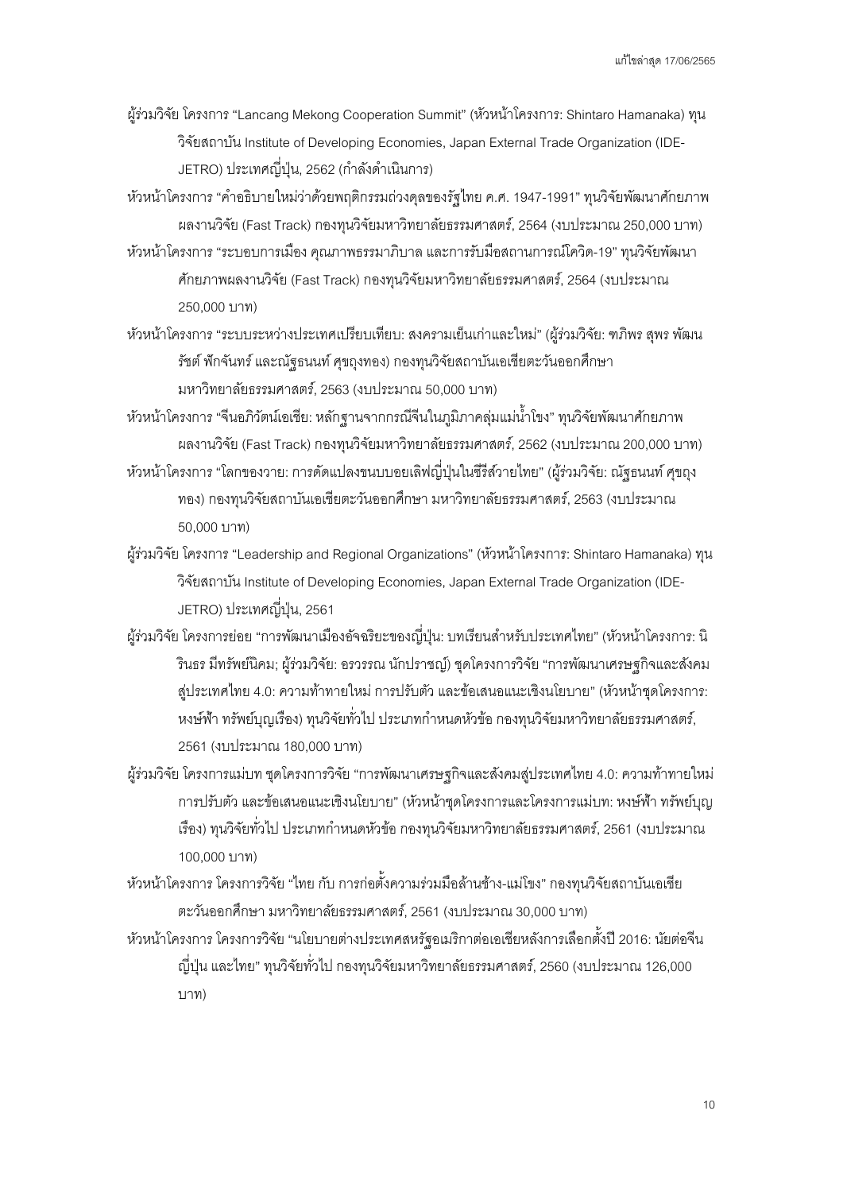ผู้ร่วมวิจัย โครงการ "Lancang Mekong Cooperation Summit" (หัวหน้าโครงการ: Shintaro Hamanaka) ทุนวิจัยสถาบัน Institute of Developing Economies, Japan External Trade Organization (IDE-JETRO) ประเทศญี่ปุ่น, 2562 (กำลังดำเนินการ)

หัวหน้าโครงการ "คำอธิบายใหม่ว่าด้วยพฤติกรรมถ่วงดุลของรัฐไทย ค.ศ. 1947-1991" ทุนวิจัยพัฒนาศักยภาพผลงานวิจัย (Fast Track) กองทุนวิจัยมหาวิทยาลัยธรรมศาสตร์, 2564 (งบประมาณ 250,000 บาท)

หัวหน้าโครงการ "ระบอบการเมือง คุณภาพธรรมาภิบาล และการรับมือสถานการณ์โควิด-19" ทุนวิจัยพัฒนาศักยภาพผลงานวิจัย (Fast Track) กองทุนวิจัยมหาวิทยาลัยธรรมศาสตร์, 2564 (งบประมาณ 250,000 บาท)

หัวหน้าโครงการ "ระบบระหว่างประเทศเปรียบเทียบ: สงครามเย็นเก่าและใหม่" (ผู้ร่วมวิจัย: ฑภิพร สุพร พัฒนรัชต์ พักจันทร์ และณัฐธนนท์ ศุขถุงทอง) กองทุนวิจัยสถาบันเอเชียตะวันออกศึกษา มหาวิทยาลัยธรรมศาสตร์, 2563 (งบประมาณ 50,000 บาท)

หัวหน้าโครงการ "จีนอภิวัตน์เอเชีย: หลักฐานจากกรณีจีนในภูมิภาคลุ่มแม่น้ำโขง" ทุนวิจัยพัฒนาศักยภาพผลงานวิจัย (Fast Track) กองทุนวิจัยมหาวิทยาลัยธรรมศาสตร์, 2562 (งบประมาณ 200,000 บาท)

หัวหน้าโครงการ "โลกของวาย: การดัดแปลงขนบบอยเลิฟญี่ปุ่นในซีรีส์วายไทย" (ผู้ร่วมวิจัย: ณัฐธนนท์ ศุขถุงทอง) กองทุนวิจัยสถาบันเอเชียตะวันออกศึกษา มหาวิทยาลัยธรรมศาสตร์, 2563 (งบประมาณ 50,000 บาท)

ผู้ร่วมวิจัย โครงการ "Leadership and Regional Organizations" (หัวหน้าโครงการ: Shintaro Hamanaka) ทุนวิจัยสถาบัน Institute of Developing Economies, Japan External Trade Organization (IDE-JETRO) ประเทศญี่ปุ่น, 2561

ผู้ร่วมวิจัย โครงการย่อย "การพัฒนาเมืองอัจฉริยะของญี่ปุ่น: บทเรียนสำหรับประเทศไทย" (หัวหน้าโครงการ: นิรินธร มีทรัพย์นิคม; ผู้ร่วมวิจัย: อรวรรณ นักปราชญ์) ชุดโครงการวิจัย "การพัฒนาเศรษฐกิจและสังคมสู่ประเทศไทย 4.0: ความท้าทายใหม่ การปรับตัว และข้อเสนอแนะเชิงนโยบาย" (หัวหน้าชุดโครงการ: หงษ์ฟ้า ทรัพย์บุญเรือง) ทุนวิจัยทั่วไป ประเภทกำหนดหัวข้อ กองทุนวิจัยมหาวิทยาลัยธรรมศาสตร์, 2561 (งบประมาณ 180,000 บาท)

ผู้ร่วมวิจัย โครงการแม่บท ชุดโครงการวิจัย "การพัฒนาเศรษฐกิจและสังคมสู่ประเทศไทย 4.0: ความท้าทายใหม่ การปรับตัว และข้อเสนอแนะเชิงนโยบาย" (หัวหน้าชุดโครงการและโครงการแม่บท: หงษ์ฟ้า ทรัพย์บุญเรือง) ทุนวิจัยทั่วไป ประเภทกำหนดหัวข้อ กองทุนวิจัยมหาวิทยาลัยธรรมศาสตร์, 2561 (งบประมาณ 100,000 บาท)

หัวหน้าโครงการ โครงการวิจัย "ไทย กับ การก่อตั้งความร่วมมือล้านช้าง-แม่โขง" กองทุนวิจัยสถาบันเอเชียตะวันออกศึกษา มหาวิทยาลัยธรรมศาสตร์, 2561 (งบประมาณ 30,000 บาท)

หัวหน้าโครงการ โครงการวิจัย "นโยบายต่างประเทศสหรัฐอเมริกาต่อเอเชียหลังการเลือกตั้งปี 2016: นัยต่อจีน ญี่ปุ่น และไทย" ทุนวิจัยทั่วไป กองทุนวิจัยมหาวิทยาลัยธรรมศาสตร์, 2560 (งบประมาณ 126,000 บาท)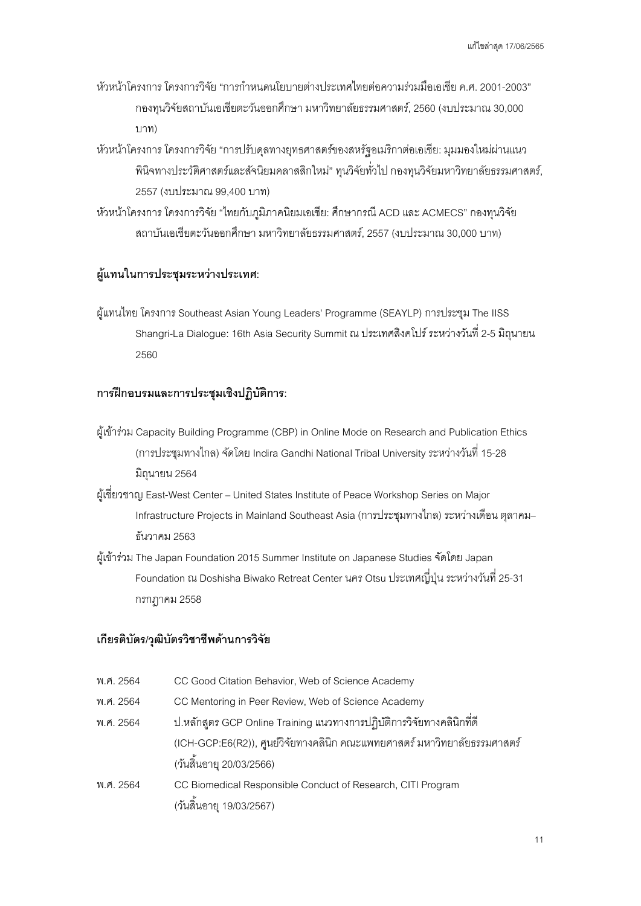หัวหน้าโครงการ โครงการวิจัย "การกำหนดนโยบายต่างประเทศไทยต่อความร่วมมือเอเชีย ค.ศ. 2001-2003" กองทุนวิจัยสถาบันเอเชียตะวันออกศึกษา มหาวิทยาลัยธรรมศาสตร์, 2560 (งบประมาณ 30,000 บาท)

หัวหน้าโครงการ โครงการวิจัย "การปรับดุลทางยุทธศาสตร์ของสหรัฐอเมริกาต่อเอเชีย: มุมมองใหม่ผ่านแนวพินิจทางประวัติศาสตร์และสัจนิยมคลาสสิกใหม่" ทุนวิจัยทั่วไป กองทุนวิจัยมหาวิทยาลัยธรรมศาสตร์, 2557 (งบประมาณ 99,400 บาท)

หัวหน้าโครงการ โครงการวิจัย "ไทยกับภูมิภาคนิยมเอเชีย: ศึกษากรณี ACD และ ACMECS" กองทุนวิจัยสถาบันเอเชียตะวันออกศึกษา มหาวิทยาลัยธรรมศาสตร์, 2557 (งบประมาณ 30,000 บาท)

**ผู้แทนในการประชุมระหว่างประเทศ:**

ผู้แทนไทย โครงการ Southeast Asian Young Leaders' Programme (SEAYLP) การประชุม The IISS Shangri-La Dialogue: 16th Asia Security Summit ณ ประเทศสิงคโปร์ ระหว่างวันที่ 2-5 มิถุนายน 2560

**การฝึกอบรมและการประชุมเชิงปฏิบัติการ:**

ผู้เข้าร่วม Capacity Building Programme (CBP) in Online Mode on Research and Publication Ethics (การประชุมทางไกล) จัดโดย Indira Gandhi National Tribal University ระหว่างวันที่ 15-28 มิถุนายน 2564

ผู้เชี่ยวชาญ East-West Center – United States Institute of Peace Workshop Series on Major Infrastructure Projects in Mainland Southeast Asia (การประชุมทางไกล) ระหว่างเดือน ตุลาคม–ธันวาคม 2563

ผู้เข้าร่วม The Japan Foundation 2015 Summer Institute on Japanese Studies จัดโดย Japan Foundation ณ Doshisha Biwako Retreat Center นคร Otsu ประเทศญี่ปุ่น ระหว่างวันที่ 25-31 กรกฎาคม 2558

**เกียรติบัตร/วุฒิบัตรวิชาชีพด้านการวิจัย**

| | |
|---|---|
| พ.ศ. 2564 | CC Good Citation Behavior, Web of Science Academy |
| พ.ศ. 2564 | CC Mentoring in Peer Review, Web of Science Academy |
| พ.ศ. 2564 | ป.หลักสูตร GCP Online Training แนวทางการปฏิบัติการวิจัยทางคลินิกที่ดี (ICH-GCP:E6(R2)), ศูนย์วิจัยทางคลินิก คณะแพทยศาสตร์ มหาวิทยาลัยธรรมศาสตร์ (วันสิ้นอายุ 20/03/2566) |
| พ.ศ. 2564 | CC Biomedical Responsible Conduct of Research, CITI Program (วันสิ้นอายุ 19/03/2567) |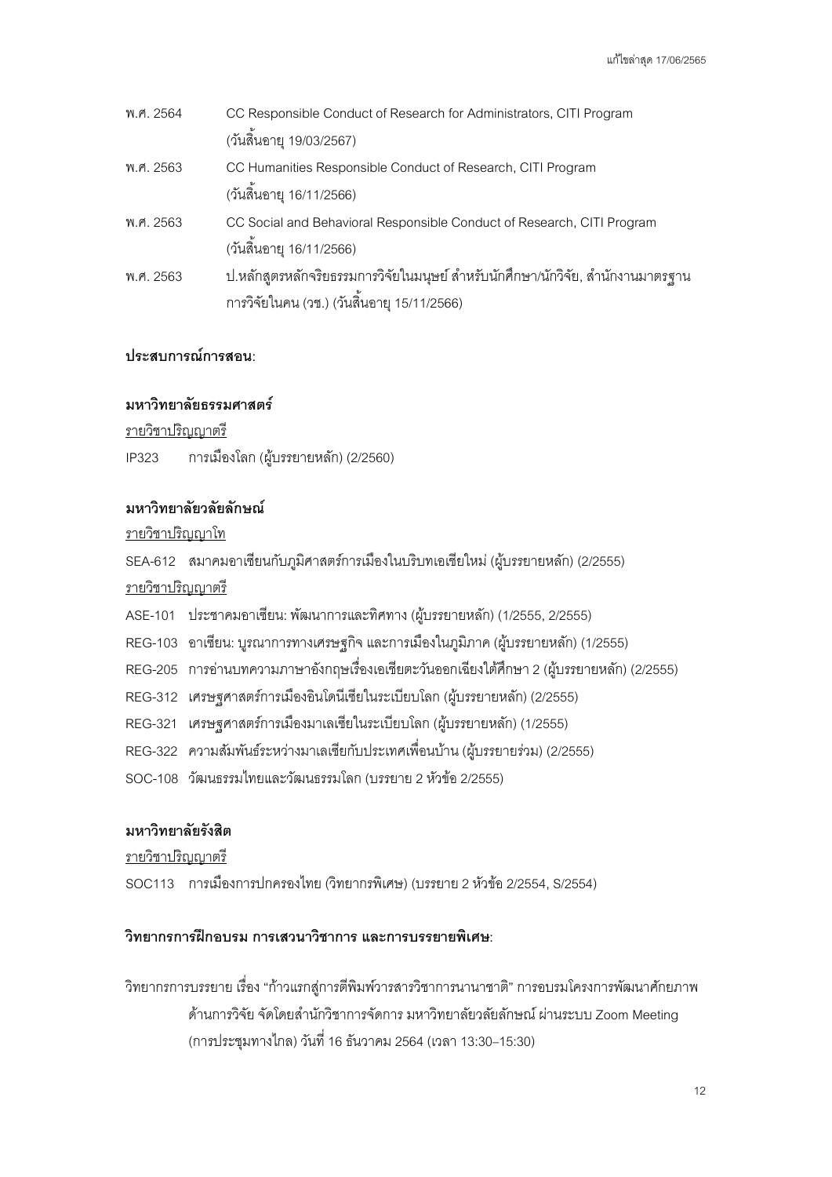พ.ศ. 2564 CC Responsible Conduct of Research for Administrators, CITI Program (วันสิ้นอายุ 19/03/2567)

พ.ศ. 2563 CC Humanities Responsible Conduct of Research, CITI Program (วันสิ้นอายุ 16/11/2566)

พ.ศ. 2563 CC Social and Behavioral Responsible Conduct of Research, CITI Program (วันสิ้นอายุ 16/11/2566)

พ.ศ. 2563 ป.หลักสูตรหลักจริยธรรมการวิจัยในมนุษย์ สำหรับนักศึกษา/นักวิจัย, สำนักงานมาตรฐานการวิจัยในคน (วช.) (วันสิ้นอายุ 15/11/2566)

**ประสบการณ์การสอน**:

**มหาวิทยาลัยธรรมศาสตร์**

<u>รายวิชาปริญญาตรี</u>

IP323 การเมืองโลก (ผู้บรรยายหลัก) (2/2560)

**มหาวิทยาลัยวลัยลักษณ์**

<u>รายวิชาปริญญาโท</u>

SEA-612 สมาคมอาเซียนกับภูมิศาสตร์การเมืองในบริบทเอเชียใหม่ (ผู้บรรยายหลัก) (2/2555)

<u>รายวิชาปริญญาตรี</u>

ASE-101 ประชาคมอาเซียน: พัฒนาการและทิศทาง (ผู้บรรยายหลัก) (1/2555, 2/2555)

REG-103 อาเซียน: บูรณาการทางเศรษฐกิจ และการเมืองในภูมิภาค (ผู้บรรยายหลัก) (1/2555)

REG-205 การอ่านบทความภาษาอังกฤษเรื่องเอเชียตะวันออกเฉียงใต้ศึกษา 2 (ผู้บรรยายหลัก) (2/2555)

REG-312 เศรษฐศาสตร์การเมืองอินโดนีเซียในระเบียบโลก (ผู้บรรยายหลัก) (2/2555)

REG-321 เศรษฐศาสตร์การเมืองมาเลเซียในระเบียบโลก (ผู้บรรยายหลัก) (1/2555)

REG-322 ความสัมพันธ์ระหว่างมาเลเซียกับประเทศเพื่อนบ้าน (ผู้บรรยายร่วม) (2/2555)

SOC-108 วัฒนธรรมไทยและวัฒนธรรมโลก (บรรยาย 2 หัวข้อ 2/2555)

**มหาวิทยาลัยรังสิต**

<u>รายวิชาปริญญาตรี</u>

SOC113 การเมืองการปกครองไทย (วิทยากรพิเศษ) (บรรยาย 2 หัวข้อ 2/2554, S/2554)

**วิทยากรการฝึกอบรม การเสวนาวิชาการ และการบรรยายพิเศษ**:

วิทยากรการบรรยาย เรื่อง "ก้าวแรกสู่การตีพิมพ์วารสารวิชาการนานาชาติ" การอบรมโครงการพัฒนาศักยภาพด้านการวิจัย จัดโดยสำนักวิชาการจัดการ มหาวิทยาลัยวลัยลักษณ์ ผ่านระบบ Zoom Meeting (การประชุมทางไกล) วันที่ 16 ธันวาคม 2564 (เวลา 13:30–15:30)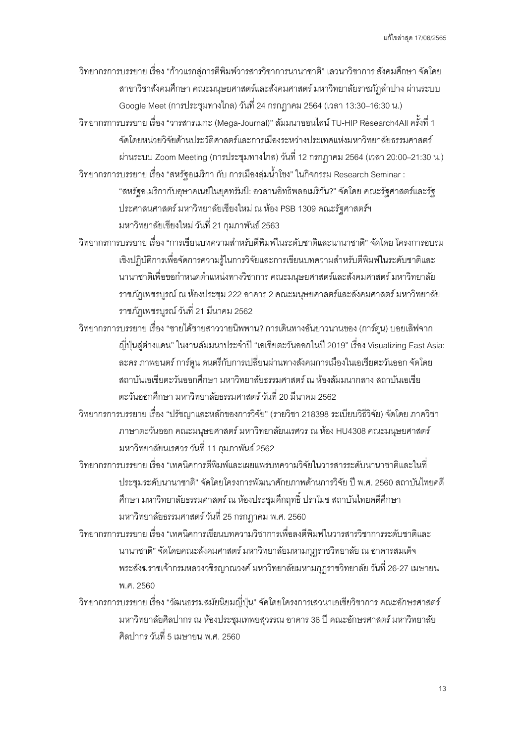วิทยากรการบรรยาย เรื่อง “ก้าวแรกสู่การตีพิมพ์วารสารวิชาการนานาชาติ” เสวนาวิชาการ สังคมศึกษา จัดโดย สาขาวิชาสังคมศึกษา คณะมนุษยศาสตร์และสังคมศาสตร์ มหาวิทยาลัยราชภัฏลำปาง ผ่านระบบ Google Meet (การประชุมทางไกล) วันที่ 24 กรกฎาคม 2564 (เวลา 13:30–16:30 น.)

วิทยากรการบรรยาย เรื่อง “วารสารเมกะ (Mega-Journal)” สัมมนาออนไลน์ TU-HIP Research4All ครั้งที่ 1 จัดโดยหน่วยวิจัยด้านประวัติศาสตร์และการเมืองระหว่างประเทศแห่งมหาวิทยาลัยธรรมศาสตร์ ผ่านระบบ Zoom Meeting (การประชุมทางไกล) วันที่ 12 กรกฎาคม 2564 (เวลา 20:00–21:30 น.)

วิทยากรการบรรยาย เรื่อง “สหรัฐอเมริกา กับ การเมืองลุ่มน้ำโขง” ในกิจกรรม Research Seminar : “สหรัฐอเมริกากับอุษาคเนย์ในยุคทรัมป์: อวสานอิทธิพลอเมริกัน?” จัดโดย คณะรัฐศาสตร์และรัฐประศาสนศาสตร์ มหาวิทยาลัยเชียงใหม่ ณ ห้อง PSB 1309 คณะรัฐศาสตร์ฯ มหาวิทยาลัยเชียงใหม่ วันที่ 21 กุมภาพันธ์ 2563

วิทยากรการบรรยาย เรื่อง “การเขียนบทความสำหรับตีพิมพ์ในระดับชาติและนานาชาติ” จัดโดย โครงการอบรมเชิงปฏิบัติการเพื่อจัดการความรู้ในการวิจัยและการเขียนบทความสำหรับตีพิมพ์ในระดับชาติและนานาชาติเพื่อขอกำหนดตำแหน่งทางวิชาการ คณะมนุษยศาสตร์และสังคมศาสตร์ มหาวิทยาลัยราชภัฏเพชรบูรณ์ ณ ห้องประชุม 222 อาคาร 2 คณะมนุษยศาสตร์และสังคมศาสตร์ มหาวิทยาลัยราชภัฏเพชรบูรณ์ วันที่ 21 มีนาคม 2562

วิทยากรการบรรยาย เรื่อง “ชายได้ชายสาววายนิพพาน? การเดินทางอันยาวนานของ (การ์ตูน) บอยเลิฟจากญี่ปุ่นสู่ต่างแดน” ในงานสัมมนาประจำปี “เอเชียตะวันออกในปี 2019” เรื่อง Visualizing East Asia: ละคร ภาพยนตร์ การ์ตูน ดนตรีกับการเปลี่ยนผ่านทางสังคมการเมืองในเอเชียตะวันออก จัดโดย สถาบันเอเชียตะวันออกศึกษา มหาวิทยาลัยธรรมศาสตร์ ณ ห้องสัมมนากลาง สถาบันเอเชียตะวันออกศึกษา มหาวิทยาลัยธรรมศาสตร์ วันที่ 20 มีนาคม 2562

วิทยากรการบรรยาย เรื่อง “ปรัชญาและหลักของการวิจัย” (รายวิชา 218398 ระเบียบวิธีวิจัย) จัดโดย ภาควิชาภาษาตะวันออก คณะมนุษยศาสตร์ มหาวิทยาลัยนเรศวร ณ ห้อง HU4308 คณะมนุษยศาสตร์ มหาวิทยาลัยนเรศวร วันที่ 11 กุมภาพันธ์ 2562

วิทยากรการบรรยาย เรื่อง “เทคนิคการตีพิมพ์และเผยแพร่บทความวิจัยในวารสารระดับนานาชาติและในที่ประชุมระดับนานาชาติ” จัดโดยโครงการพัฒนาศักยภาพด้านการวิจัย ปี พ.ศ. 2560 สถาบันไทยคดีศึกษา มหาวิทยาลัยธรรมศาสตร์ ณ ห้องประชุมคึกฤทธิ์ ปราโมช สถาบันไทยคดีศึกษา มหาวิทยาลัยธรรมศาสตร์ วันที่ 25 กรกฎาคม พ.ศ. 2560

วิทยากรการบรรยาย เรื่อง “เทคนิคการเขียนบทความวิชาการเพื่อลงตีพิมพ์ในวารสารวิชาการระดับชาติและนานาชาติ” จัดโดยคณะสังคมศาสตร์ มหาวิทยาลัยมหามกุฏราชวิทยาลัย ณ อาคารสมเด็จพระสังฆราชเจ้ากรมหลวงวชิรญาณวงศ์ มหาวิทยาลัยมหามกุฏราชวิทยาลัย วันที่ 26-27 เมษายน พ.ศ. 2560

วิทยากรการบรรยาย เรื่อง “วัฒนธรรมสมัยนิยมญี่ปุ่น” จัดโดยโครงการเสวนาเอเชียวิชาการ คณะอักษรศาสตร์ มหาวิทยาลัยศิลปากร ณ ห้องประชุมเทพยสุวรรณ อาคาร 36 ปี คณะอักษรศาสตร์ มหาวิทยาลัยศิลปากร วันที่ 5 เมษายน พ.ศ. 2560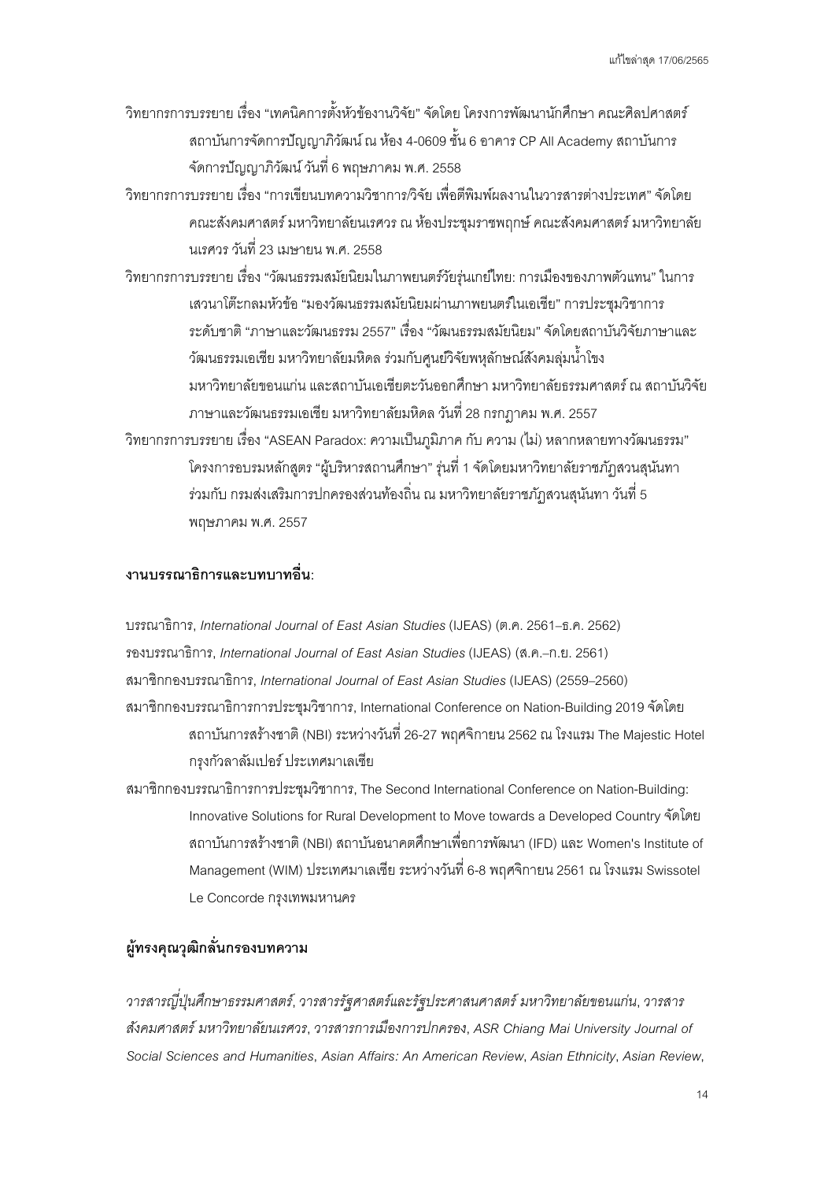วิทยากรการบรรยาย เรื่อง "เทคนิคการตั้งหัวข้องานวิจัย" จัดโดย โครงการพัฒนานักศึกษา คณะศิลปศาสตร์ สถาบันการจัดการปัญญาภิวัฒน์ ณ ห้อง 4-0609 ชั้น 6 อาคาร CP All Academy สถาบันการจัดการปัญญาภิวัฒน์ วันที่ 6 พฤษภาคม พ.ศ. 2558

วิทยากรการบรรยาย เรื่อง "การเขียนบทความวิชาการ/วิจัย เพื่อตีพิมพ์ผลงานในวารสารต่างประเทศ" จัดโดย คณะสังคมศาสตร์ มหาวิทยาลัยนเรศวร ณ ห้องประชุมราชพฤกษ์ คณะสังคมศาสตร์ มหาวิทยาลัยนเรศวร วันที่ 23 เมษายน พ.ศ. 2558

วิทยากรการบรรยาย เรื่อง "วัฒนธรรมสมัยนิยมในภาพยนตร์วัยรุ่นเกย์ไทย: การเมืองของภาพตัวแทน" ในการเสวนาโต๊ะกลมหัวข้อ "มองวัฒนธรรมสมัยนิยมผ่านภาพยนตร์ในเอเชีย" การประชุมวิชาการระดับชาติ "ภาษาและวัฒนธรรม 2557" เรื่อง "วัฒนธรรมสมัยนิยม" จัดโดยสถาบันวิจัยภาษาและวัฒนธรรมเอเชีย มหาวิทยาลัยมหิดล ร่วมกับศูนย์วิจัยพหุลักษณ์สังคมลุ่มน้ำโขง มหาวิทยาลัยขอนแก่น และสถาบันเอเชียตะวันออกศึกษา มหาวิทยาลัยธรรมศาสตร์ ณ สถาบันวิจัยภาษาและวัฒนธรรมเอเชีย มหาวิทยาลัยมหิดล วันที่ 28 กรกฎาคม พ.ศ. 2557

วิทยากรการบรรยาย เรื่อง "ASEAN Paradox: ความเป็นภูมิภาค กับ ความ (ไม่) หลากหลายทางวัฒนธรรม" โครงการอบรมหลักสูตร "ผู้บริหารสถานศึกษา" รุ่นที่ 1 จัดโดยมหาวิทยาลัยราชภัฏสวนสุนันทา ร่วมกับ กรมส่งเสริมการปกครองส่วนท้องถิ่น ณ มหาวิทยาลัยราชภัฏสวนสุนันทา วันที่ 5 พฤษภาคม พ.ศ. 2557

## งานบรรณาธิการและบทบาทอื่น:

บรรณาธิการ, *International Journal of East Asian Studies* (IJEAS) (ต.ค. 2561–ธ.ค. 2562)

รองบรรณาธิการ, *International Journal of East Asian Studies* (IJEAS) (ส.ค.–ก.ย. 2561)

สมาชิกกองบรรณาธิการ, *International Journal of East Asian Studies* (IJEAS) (2559–2560)

สมาชิกกองบรรณาธิการการประชุมวิชาการ, International Conference on Nation-Building 2019 จัดโดย สถาบันการสร้างชาติ (NBI) ระหว่างวันที่ 26-27 พฤศจิกายน 2562 ณ โรงแรม The Majestic Hotel กรุงกัวลาลัมเปอร์ ประเทศมาเลเซีย

สมาชิกกองบรรณาธิการการประชุมวิชาการ, The Second International Conference on Nation-Building: Innovative Solutions for Rural Development to Move towards a Developed Country จัดโดย สถาบันการสร้างชาติ (NBI) สถาบันอนาคตศึกษาเพื่อการพัฒนา (IFD) และ Women's Institute of Management (WIM) ประเทศมาเลเซีย ระหว่างวันที่ 6-8 พฤศจิกายน 2561 ณ โรงแรม Swissotel Le Concorde กรุงเทพมหานคร

## ผู้ทรงคุณวุฒิกลั่นกรองบทความ

*วารสารญี่ปุ่นศึกษาธรรมศาสตร์*, *วารสารรัฐศาสตร์และรัฐประศาสนศาสตร์ มหาวิทยาลัยขอนแก่น*, *วารสารสังคมศาสตร์ มหาวิทยาลัยนเรศวร*, *วารสารการเมืองการปกครอง*, *ASR Chiang Mai University Journal of Social Sciences and Humanities*, *Asian Affairs: An American Review*, *Asian Ethnicity*, *Asian Review*,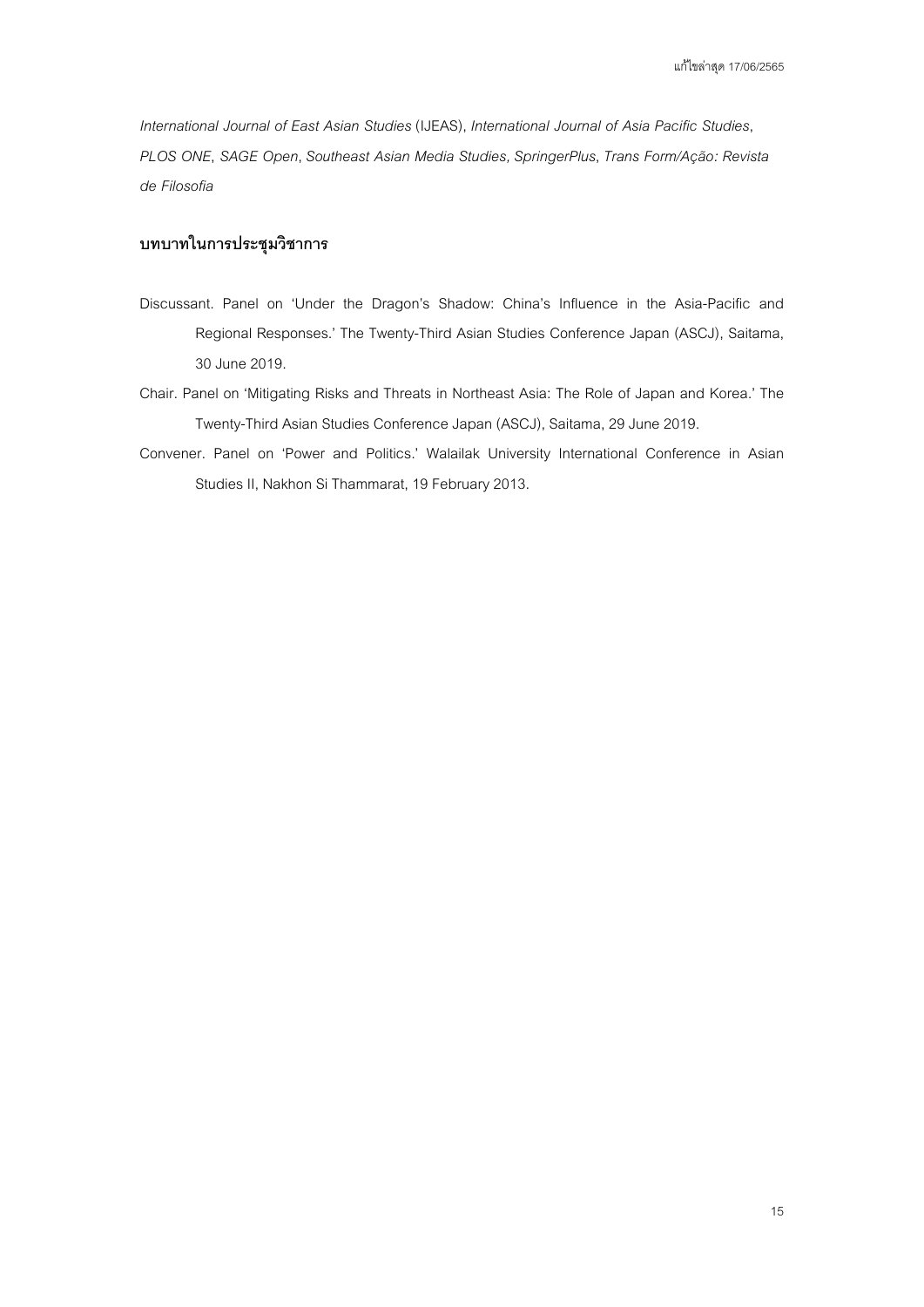*International Journal of East Asian Studies* (IJEAS), *International Journal of Asia Pacific Studies*, *PLOS ONE*, *SAGE Open*, *Southeast Asian Media Studies, SpringerPlus*, *Trans Form/Ação: Revista de Filosofia*

## บทบาทในการประชุมวิชาการ

Discussant. Panel on 'Under the Dragon's Shadow: China's Influence in the Asia-Pacific and Regional Responses.' The Twenty-Third Asian Studies Conference Japan (ASCJ), Saitama, 30 June 2019.

Chair. Panel on 'Mitigating Risks and Threats in Northeast Asia: The Role of Japan and Korea.' The Twenty-Third Asian Studies Conference Japan (ASCJ), Saitama, 29 June 2019.

Convener. Panel on 'Power and Politics.' Walailak University International Conference in Asian Studies II, Nakhon Si Thammarat, 19 February 2013.